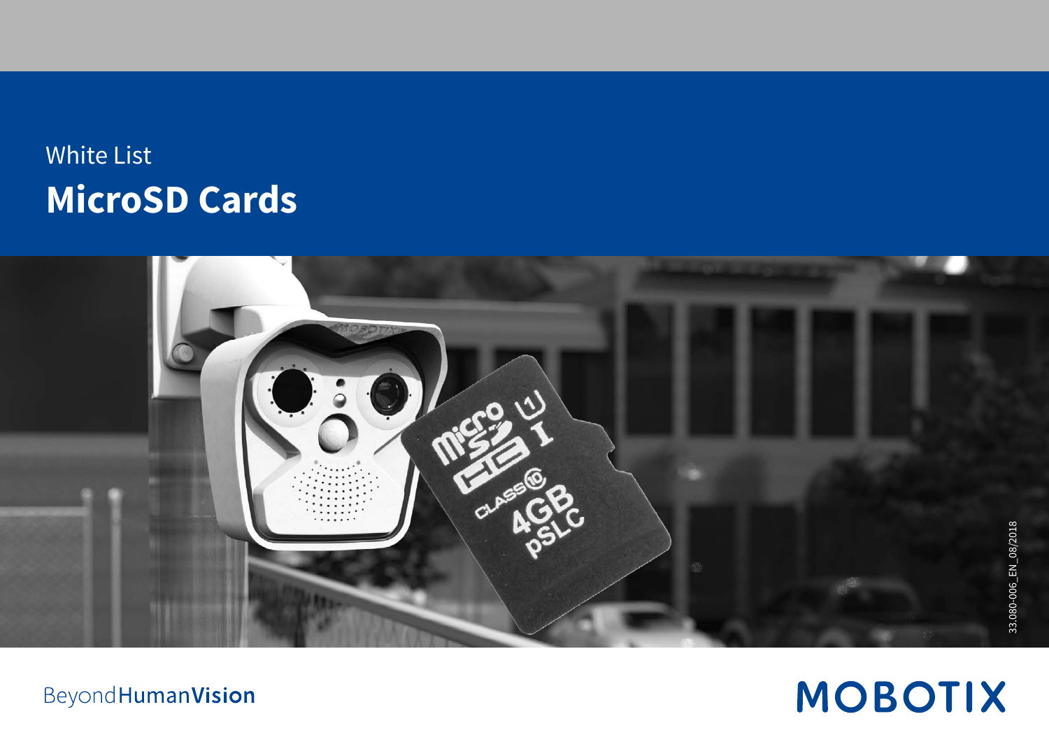White List

# MicroSD Cards

33.080-006_EN_08/2018

BeyondHumanVision

MOBOTIX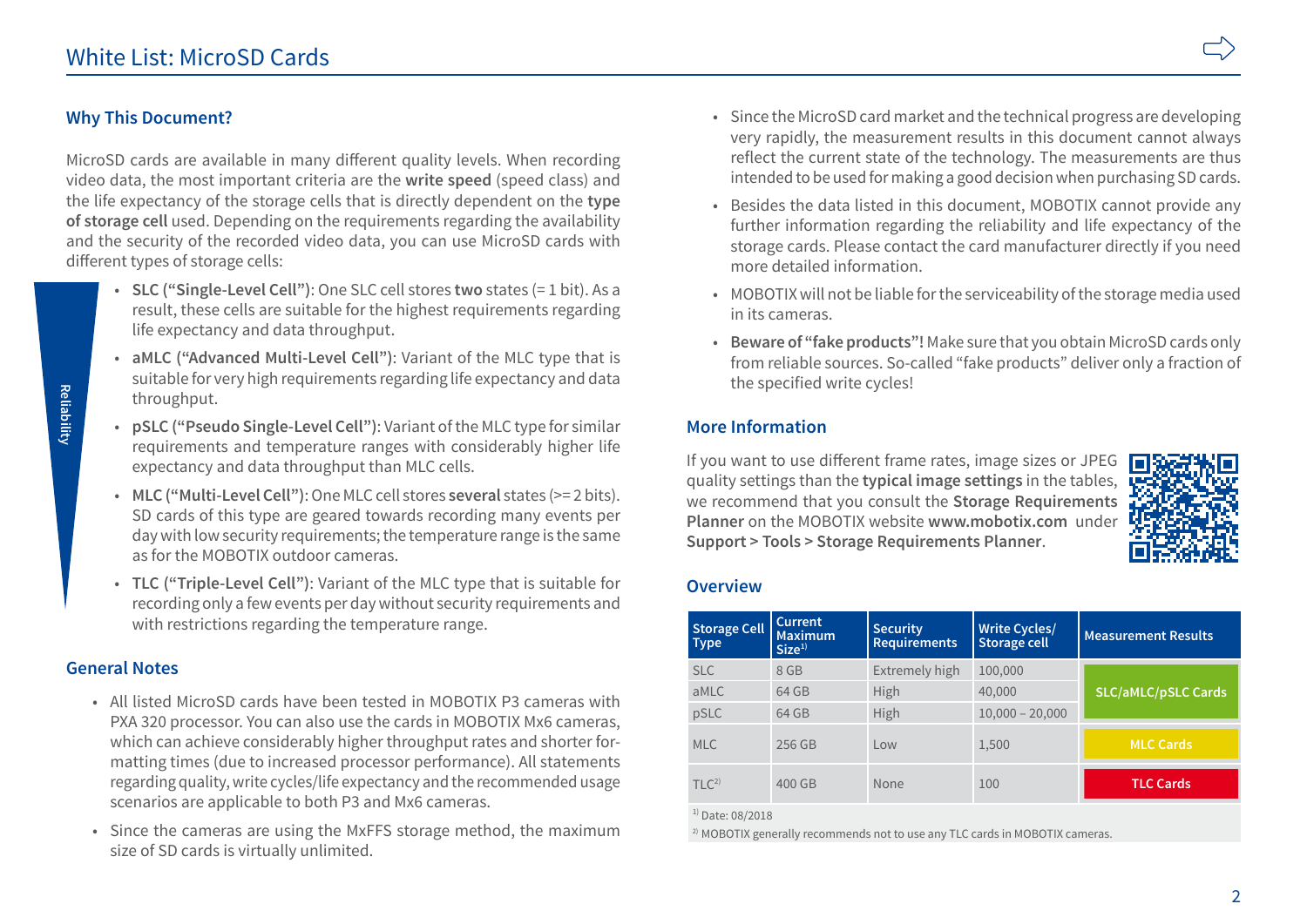# White List: MicroSD Cards

## Why This Document?

MicroSD cards are available in many different quality levels. When recording video data, the most important criteria are the **write speed** (speed class) and the life expectancy of the storage cells that is directly dependent on the **type of storage cell** used. Depending on the requirements regarding the availability and the security of the recorded video data, you can use MicroSD cards with different types of storage cells:

- **SLC ("Single-Level Cell")**: One SLC cell stores **two** states (= 1 bit). As a result, these cells are suitable for the highest requirements regarding life expectancy and data throughput.
- **aMLC ("Advanced Multi-Level Cell")**: Variant of the MLC type that is suitable for very high requirements regarding life expectancy and data throughput.
- **pSLC ("Pseudo Single-Level Cell")**: Variant of the MLC type for similar requirements and temperature ranges with considerably higher life expectancy and data throughput than MLC cells.
- **MLC ("Multi-Level Cell")**: One MLC cell stores **several** states (>= 2 bits). SD cards of this type are geared towards recording many events per day with low security requirements; the temperature range is the same as for the MOBOTIX outdoor cameras.
- **TLC ("Triple-Level Cell")**: Variant of the MLC type that is suitable for recording only a few events per day without security requirements and with restrictions regarding the temperature range.

## General Notes

- All listed MicroSD cards have been tested in MOBOTIX P3 cameras with PXA 320 processor. You can also use the cards in MOBOTIX Mx6 cameras, which can achieve considerably higher throughput rates and shorter formatting times (due to increased processor performance). All statements regarding quality, write cycles/life expectancy and the recommended usage scenarios are applicable to both P3 and Mx6 cameras.
- Since the cameras are using the MxFFS storage method, the maximum size of SD cards is virtually unlimited.
- Since the MicroSD card market and the technical progress are developing very rapidly, the measurement results in this document cannot always reflect the current state of the technology. The measurements are thus intended to be used for making a good decision when purchasing SD cards.
- Besides the data listed in this document, MOBOTIX cannot provide any further information regarding the reliability and life expectancy of the storage cards. Please contact the card manufacturer directly if you need more detailed information.
- MOBOTIX will not be liable for the serviceability of the storage media used in its cameras.
- **Beware of "fake products"!** Make sure that you obtain MicroSD cards only from reliable sources. So-called "fake products" deliver only a fraction of the specified write cycles!

## More Information

If you want to use different frame rates, image sizes or JPEG quality settings than the **typical image settings** in the tables, we recommend that you consult the **Storage Requirements Planner** on the MOBOTIX website **www.mobotix.com** under **Support > Tools > Storage Requirements Planner**.

## Overview

| Storage Cell Type | Current Maximum Size[1] | Security Requirements | Write Cycles/ Storage cell | Measurement Results |
|---|---|---|---|---|
| SLC | 8 GB | Extremely high | 100,000 | SLC/aMLC/pSLC Cards |
| aMLC | 64 GB | High | 40,000 | |
| pSLC | 64 GB | High | 10,000 – 20,000 | |
| MLC | 256 GB | Low | 1,500 | MLC Cards |
| TLC[2] | 400 GB | None | 100 | TLC Cards |

[1] Date: 08/2018

[2] MOBOTIX generally recommends not to use any TLC cards in MOBOTIX cameras.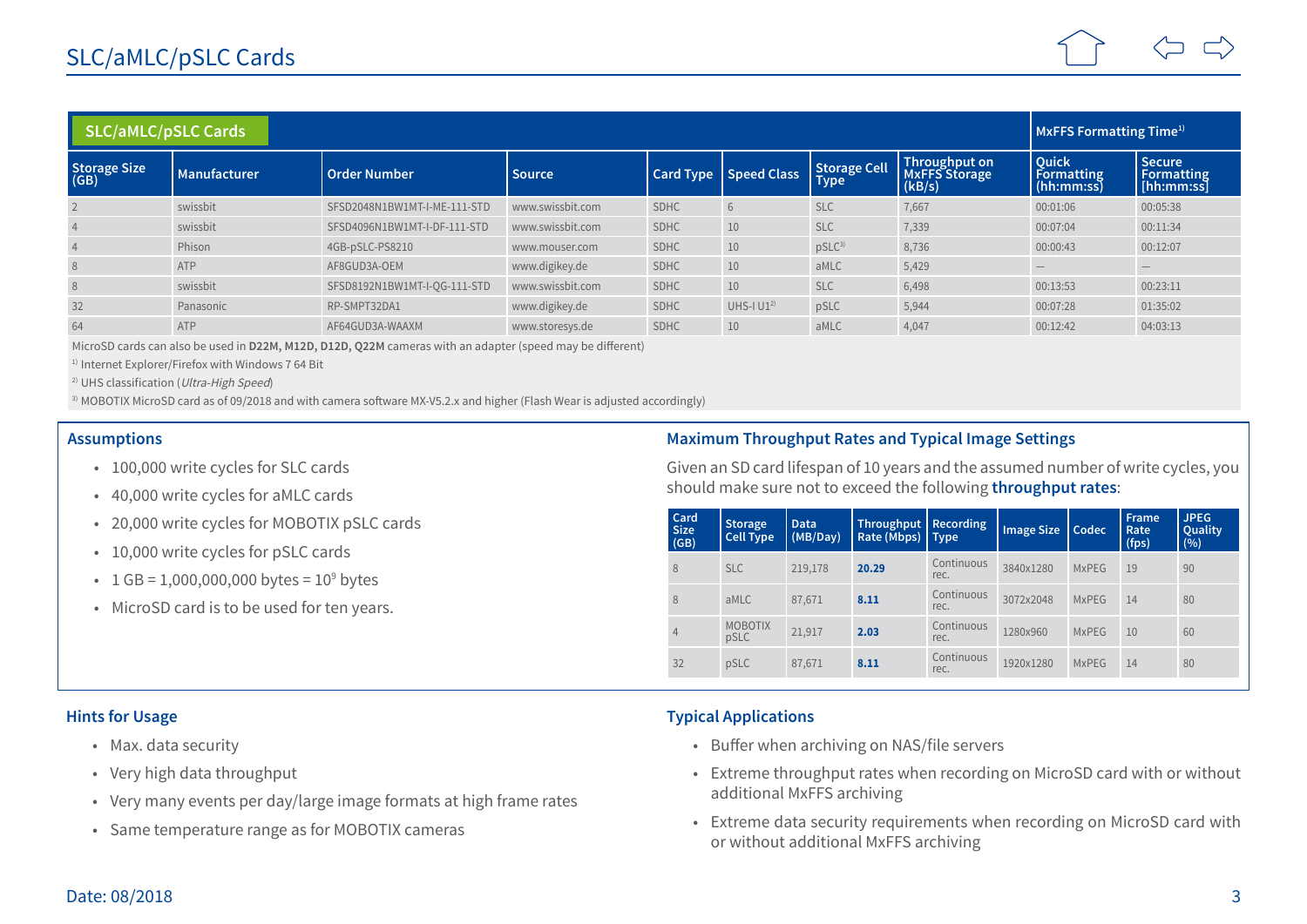# SLC/aMLC/pSLC Cards

| SLC/aMLC/pSLC Cards | | | | | | | | MxFFS Formatting Time[1] | |
|---|---|---|---|---|---|---|---|---|---|
| Storage Size (GB) | Manufacturer | Order Number | Source | Card Type | Speed Class | Storage Cell Type | Throughput on MxFFS Storage (kB/s) | Quick Formatting (hh:mm:ss) | Secure Formatting [hh:mm:ss] |
| 2 | swissbit | SFSD2048N1BW1MT-I-ME-111-STD | www.swissbit.com | SDHC | 6 | SLC | 7,667 | 00:01:06 | 00:05:38 |
| 4 | swissbit | SFSD4096N1BW1MT-I-DF-111-STD | www.swissbit.com | SDHC | 10 | SLC | 7,339 | 00:07:04 | 00:11:34 |
| 4 | Phison | 4GB-pSLC-PS8210 | www.mouser.com | SDHC | 10 | pSLC[3] | 8,736 | 00:00:43 | 00:12:07 |
| 8 | ATP | AF8GUD3A-OEM | www.digikey.de | SDHC | 10 | aMLC | 5,429 | — | — |
| 8 | swissbit | SFSD8192N1BW1MT-I-QG-111-STD | www.swissbit.com | SDHC | 10 | SLC | 6,498 | 00:13:53 | 00:23:11 |
| 32 | Panasonic | RP-SMPT32DA1 | www.digikey.de | SDHC | UHS-I U1[2] | pSLC | 5,944 | 00:07:28 | 01:35:02 |
| 64 | ATP | AF64GUD3A-WAAXM | www.storesys.de | SDHC | 10 | aMLC | 4,047 | 00:12:42 | 04:03:13 |

MicroSD cards can also be used in **D22M, M12D, D12D, Q22M** cameras with an adapter (speed may be different)

[1] Internet Explorer/Firefox with Windows 7 64 Bit

[2] UHS classification (*Ultra-High Speed*)

[3] MOBOTIX MicroSD card as of 09/2018 and with camera software MX-V5.2.x and higher (Flash Wear is adjusted accordingly)

## Assumptions

- 100,000 write cycles for SLC cards
- 40,000 write cycles for aMLC cards
- 20,000 write cycles for MOBOTIX pSLC cards
- 10,000 write cycles for pSLC cards
- 1 GB = 1,000,000,000 bytes = $10^9$ bytes
- MicroSD card is to be used for ten years.

## Maximum Throughput Rates and Typical Image Settings

Given an SD card lifespan of 10 years and the assumed number of write cycles, you should make sure not to exceed the following **throughput rates**:

| Card Size (GB) | Storage Cell Type | Data (MB/Day) | Throughput Rate (Mbps) | Recording Type | Image Size | Codec | Frame Rate (fps) | JPEG Quality (%) |
|---|---|---|---|---|---|---|---|---|
| 8 | SLC | 219,178 | **20.29** | Continuous rec. | 3840x1280 | MxPEG | 19 | 90 |
| 8 | aMLC | 87,671 | **8.11** | Continuous rec. | 3072x2048 | MxPEG | 14 | 80 |
| 4 | MOBOTIX pSLC | 21,917 | **2.03** | Continuous rec. | 1280x960 | MxPEG | 10 | 60 |
| 32 | pSLC | 87,671 | **8.11** | Continuous rec. | 1920x1280 | MxPEG | 14 | 80 |

## Hints for Usage

- Max. data security
- Very high data throughput
- Very many events per day/large image formats at high frame rates
- Same temperature range as for MOBOTIX cameras

## Typical Applications

- Buffer when archiving on NAS/file servers
- Extreme throughput rates when recording on MicroSD card with or without additional MxFFS archiving
- Extreme data security requirements when recording on MicroSD card with or without additional MxFFS archiving

Date: 08/2018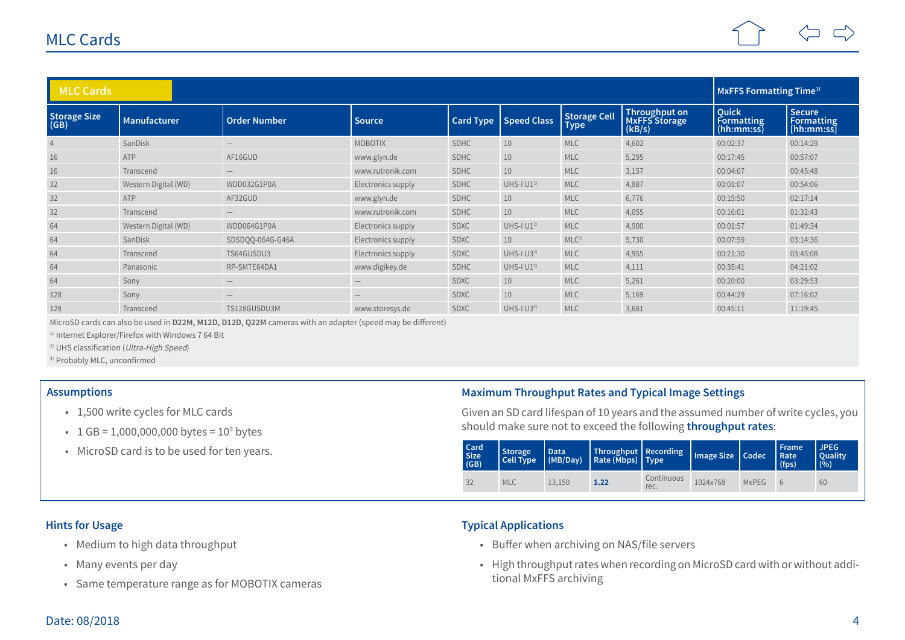# MLC Cards

| MLC Cards | | | | | | | | MxFFS Formatting Time[1] | |
|---|---|---|---|---|---|---|---|---|---|
| Storage Size (GB) | Manufacturer | Order Number | Source | Card Type | Speed Class | Storage Cell Type | Throughput on MxFFS Storage (kB/s) | Quick Formatting (hh:mm:ss) | Secure Formatting [hh:mm:ss] |
| 4 | SanDisk | — | MOBOTIX | SDHC | 10 | MLC | 4,602 | 00:02:37 | 00:14:29 |
| 16 | ATP | AF16GUD | www.glyn.de | SDHC | 10 | MLC | 5,295 | 00:17:45 | 00:57:07 |
| 16 | Transcend | — | www.rutronik.com | SDHC | 10 | MLC | 3,157 | 00:04:07 | 00:45:48 |
| 32 | Western Digital (WD) | WDD032G1P0A | Electronics supply | SDHC | UHS-I U1[2] | MLC | 4,887 | 00:01:07 | 00:54:06 |
| 32 | ATP | AF32GUD | www.glyn.de | SDHC | 10 | MLC | 6,776 | 00:15:50 | 02:17:14 |
| 32 | Transcend | — | www.rutronik.com | SDHC | 10 | MLC | 4,055 | 00:16:01 | 01:32:43 |
| 64 | Western Digital (WD) | WDD064G1P0A | Electronics supply | SDXC | UHS-I U1[2] | MLC | 4,900 | 00:01:57 | 01:49:34 |
| 64 | SanDisk | SDSDQQ-064G-G46A | Electronics supply | SDXC | 10 | MLC[3] | 5,730 | 00:07:59 | 03:14:36 |
| 64 | Transcend | TS64GUSDU3 | Electronics supply | SDXC | UHS-I U3[2] | MLC | 4,955 | 00:21:30 | 03:45:08 |
| 64 | Panasonic | RP-SMTE64DA1 | www.digikey.de | SDHC | UHS-I U1[2] | MLC | 4,111 | 00:35:41 | 04:21:02 |
| 64 | Sony | — | — | SDXC | 10 | MLC | 5,261 | 00:20:00 | 03:29:53 |
| 128 | Sony | — | — | SDXC | 10 | MLC | 5,169 | 00:44:29 | 07:16:02 |
| 128 | Transcend | TS128GUSDU3M | www.storesys.de | SDXC | UHS-I U3[2] | MLC | 3,681 | 00:45:11 | 11:19:45 |

MicroSD cards can also be used in **D22M, M12D, D12D, Q22M** cameras with an adapter (speed may be different)

[1] Internet Explorer/Firefox with Windows 7 64 Bit

[2] UHS classification (*Ultra-High Speed*)

[3] Probably MLC, unconfirmed

## Assumptions

- 1,500 write cycles for MLC cards
- 1 GB = 1,000,000,000 bytes = $10^9$ bytes
- MicroSD card is to be used for ten years.

## Maximum Throughput Rates and Typical Image Settings

Given an SD card lifespan of 10 years and the assumed number of write cycles, you should make sure not to exceed the following **throughput rates**:

| Card Size (GB) | Storage Cell Type | Data (MB/Day) | Throughput Rate (Mbps) | Recording Type | Image Size | Codec | Frame Rate (fps) | JPEG Quality (%) |
|---|---|---|---|---|---|---|---|---|
| 32 | MLC | 13,150 | **1.22** | Continuous rec. | 1024x768 | MxPEG | 6 | 60 |

## Hints for Usage

- Medium to high data throughput
- Many events per day
- Same temperature range as for MOBOTIX cameras

## Typical Applications

- Buffer when archiving on NAS/file servers
- High throughput rates when recording on MicroSD card with or without additional MxFFS archiving

Date: 08/2018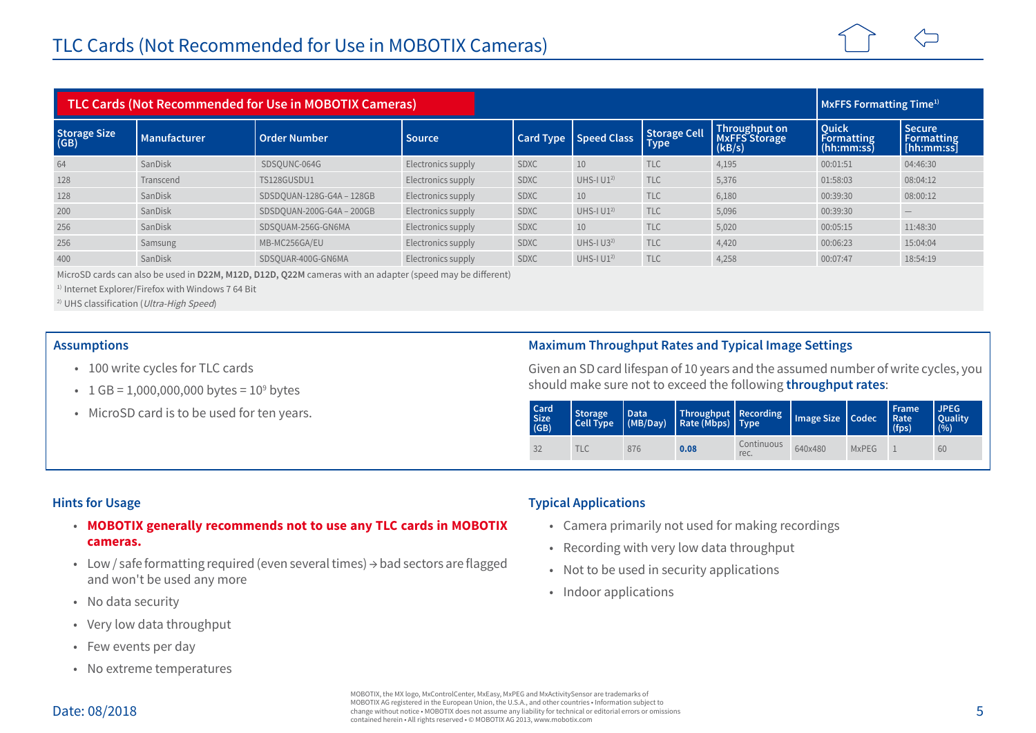# TLC Cards (Not Recommended for Use in MOBOTIX Cameras)

| TLC Cards (Not Recommended for Use in MOBOTIX Cameras) | | | | | | | | MxFFS Formatting Time[1] | |
|---|---|---|---|---|---|---|---|---|---|
| Storage Size (GB) | Manufacturer | Order Number | Source | Card Type | Speed Class | Storage Cell Type | Throughput on MxFFS Storage (kB/s) | Quick Formatting (hh:mm:ss) | Secure Formatting [hh:mm:ss] |
| 64 | SanDisk | SDSQUNC-064G | Electronics supply | SDXC | 10 | TLC | 4,195 | 00:01:51 | 04:46:30 |
| 128 | Transcend | TS128GUSDU1 | Electronics supply | SDXC | UHS-I U1[2] | TLC | 5,376 | 01:58:03 | 08:04:12 |
| 128 | SanDisk | SDSDQUAN-128G-G4A – 128GB | Electronics supply | SDXC | 10 | TLC | 6,180 | 00:39:30 | 08:00:12 |
| 200 | SanDisk | SDSDQUAN-200G-G4A – 200GB | Electronics supply | SDXC | UHS-I U1[2] | TLC | 5,096 | 00:39:30 | – |
| 256 | SanDisk | SDSQUAM-256G-GN6MA | Electronics supply | SDXC | 10 | TLC | 5,020 | 00:05:15 | 11:48:30 |
| 256 | Samsung | MB-MC256GA/EU | Electronics supply | SDXC | UHS-I U3[2] | TLC | 4,420 | 00:06:23 | 15:04:04 |
| 400 | SanDisk | SDSQUAR-400G-GN6MA | Electronics supply | SDXC | UHS-I U1[2] | TLC | 4,258 | 00:07:47 | 18:54:19 |

MicroSD cards can also be used in **D22M, M12D, D12D, Q22M** cameras with an adapter (speed may be different)

[1] Internet Explorer/Firefox with Windows 7 64 Bit

[2] UHS classification (*Ultra-High Speed*)

## Assumptions

- 100 write cycles for TLC cards
- 1 GB = 1,000,000,000 bytes = $10^9$ bytes
- MicroSD card is to be used for ten years.

## Maximum Throughput Rates and Typical Image Settings

Given an SD card lifespan of 10 years and the assumed number of write cycles, you should make sure not to exceed the following **throughput rates**:

| Card Size (GB) | Storage Cell Type | Data (MB/Day) | Throughput Rate (Mbps) | Recording Type | Image Size | Codec | Frame Rate (fps) | JPEG Quality (%) |
|---|---|---|---|---|---|---|---|---|
| 32 | TLC | 876 | **0.08** | Continuous rec. | 640x480 | MxPEG | 1 | 60 |

## Hints for Usage

- **MOBOTIX generally recommends not to use any TLC cards in MOBOTIX cameras.**
- Low / safe formatting required (even several times) → bad sectors are flagged and won't be used any more
- No data security
- Very low data throughput
- Few events per day
- No extreme temperatures

## Typical Applications

- Camera primarily not used for making recordings
- Recording with very low data throughput
- Not to be used in security applications
- Indoor applications

Date: 08/2018

MOBOTIX, the MX logo, MxControlCenter, MxEasy, MxPEG and MxActivitySensor are trademarks of MOBOTIX AG registered in the European Union, the U.S.A., and other countries • Information subject to change without notice • MOBOTIX does not assume any liability for technical or editorial errors or omissions contained herein • All rights reserved • © MOBOTIX AG 2013, www.mobotix.com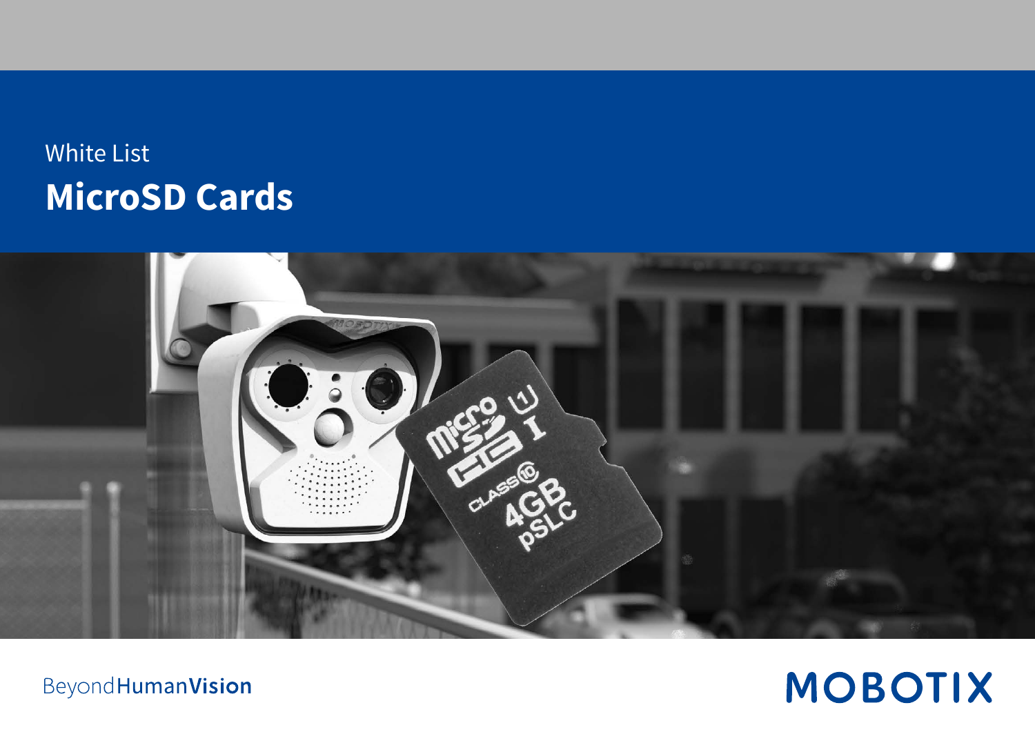White List

# MicroSD Cards

BeyondHumanVision

MOBOTIX